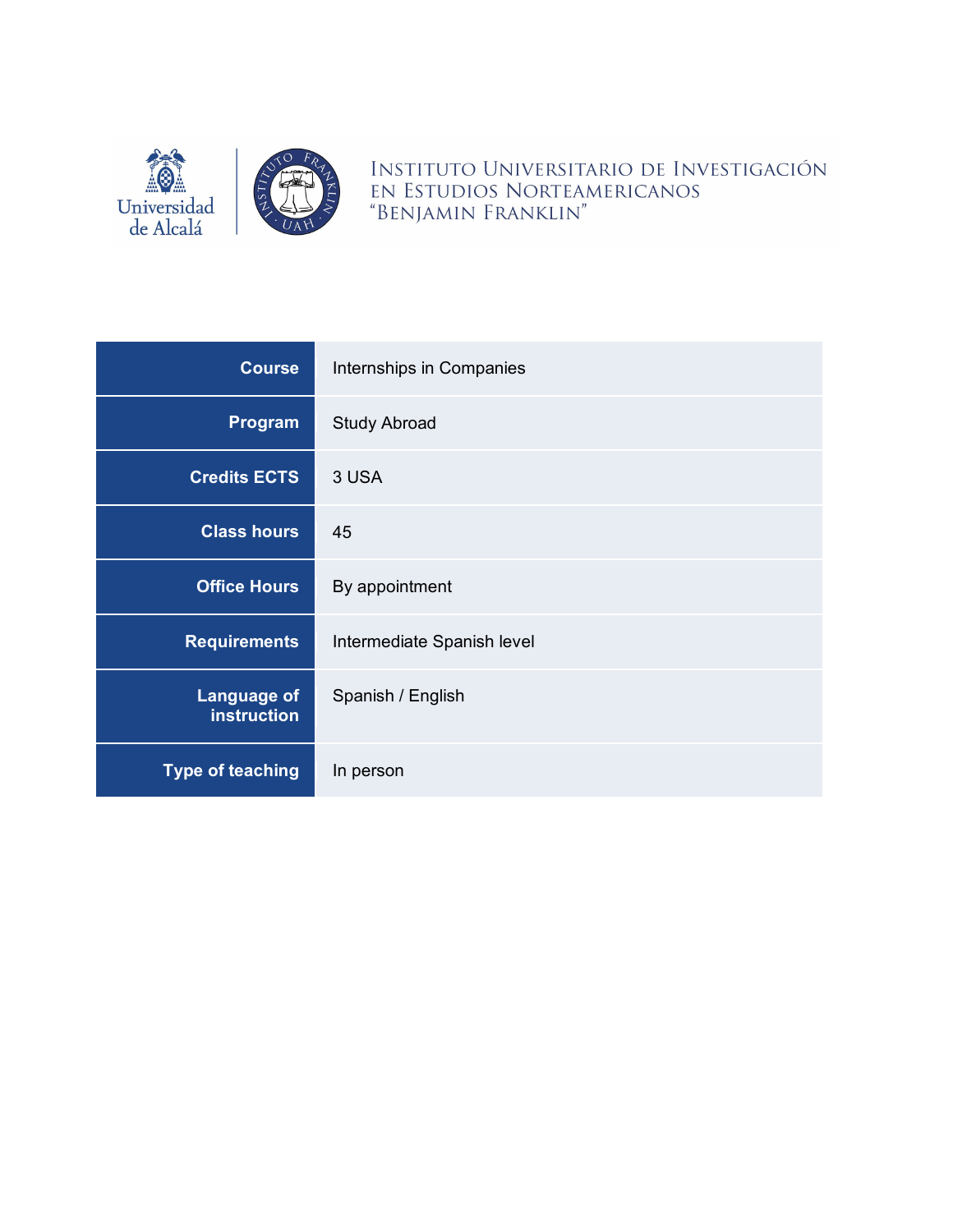Universidad de Alcalá

INSTITUTO UNIVERSITARIO DE INVESTIGACIÓN EN ESTUDIOS NORTEAMERICANOS "BENJAMIN FRANKLIN"

| Course | Internships in Companies |
| --- | --- |
| Program | Study Abroad |
| Credits ECTS | 3 USA |
| Class hours | 45 |
| Office Hours | By appointment |
| Requirements | Intermediate Spanish level |
| Language of instruction | Spanish / English |
| Type of teaching | In person |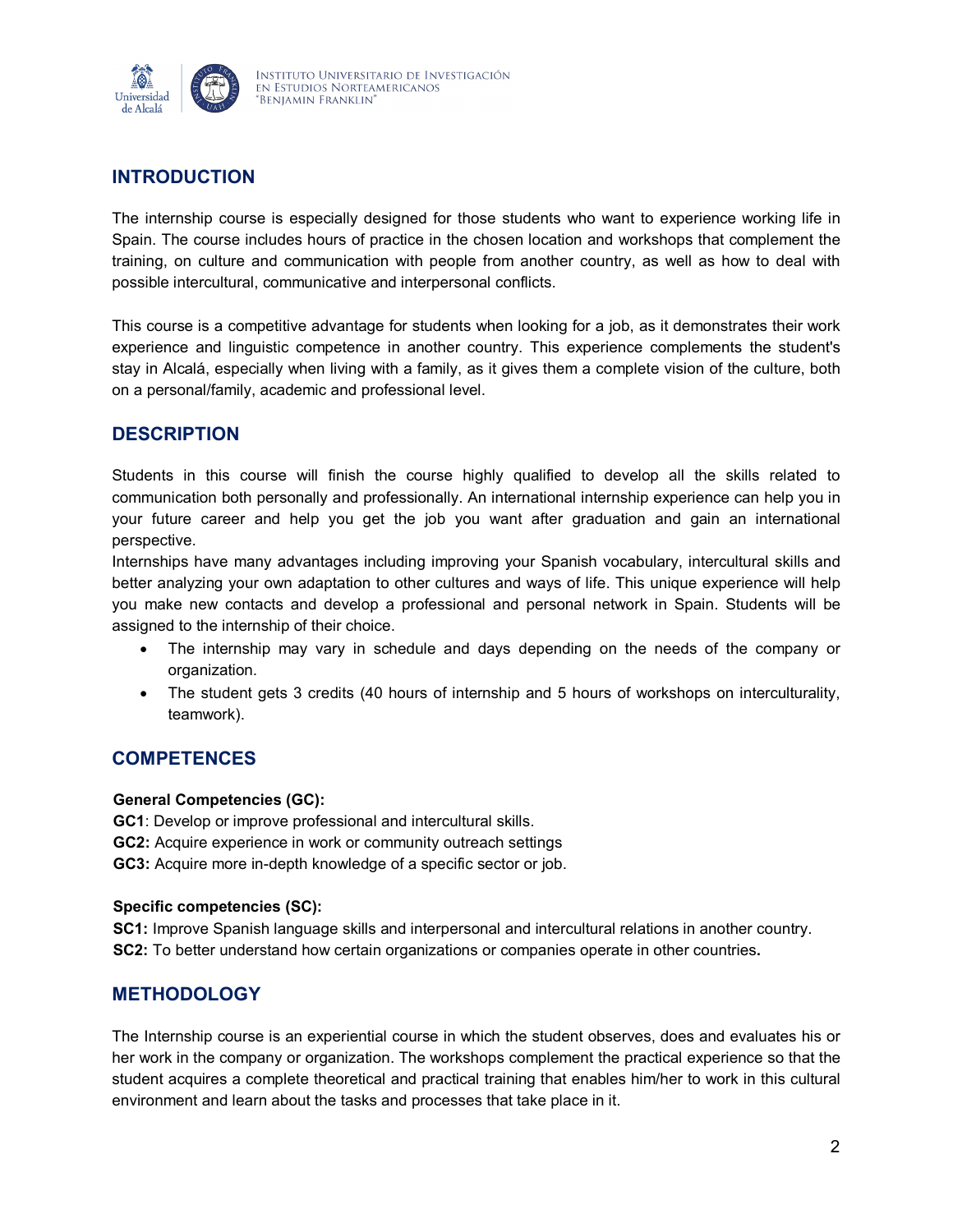## INTRODUCTION

The internship course is especially designed for those students who want to experience working life in Spain. The course includes hours of practice in the chosen location and workshops that complement the training, on culture and communication with people from another country, as well as how to deal with possible intercultural, communicative and interpersonal conflicts.

This course is a competitive advantage for students when looking for a job, as it demonstrates their work experience and linguistic competence in another country. This experience complements the student's stay in Alcalá, especially when living with a family, as it gives them a complete vision of the culture, both on a personal/family, academic and professional level.

## DESCRIPTION

Students in this course will finish the course highly qualified to develop all the skills related to communication both personally and professionally. An international internship experience can help you in your future career and help you get the job you want after graduation and gain an international perspective.

Internships have many advantages including improving your Spanish vocabulary, intercultural skills and better analyzing your own adaptation to other cultures and ways of life. This unique experience will help you make new contacts and develop a professional and personal network in Spain. Students will be assigned to the internship of their choice.

- The internship may vary in schedule and days depending on the needs of the company or organization.
- The student gets 3 credits (40 hours of internship and 5 hours of workshops on interculturality, teamwork).

## COMPETENCES

**General Competencies (GC):**

**GC1**: Develop or improve professional and intercultural skills.
**GC2:** Acquire experience in work or community outreach settings
**GC3:** Acquire more in-depth knowledge of a specific sector or job.

**Specific competencies (SC):**

**SC1:** Improve Spanish language skills and interpersonal and intercultural relations in another country.
**SC2:** To better understand how certain organizations or companies operate in other countries.

## METHODOLOGY

The Internship course is an experiential course in which the student observes, does and evaluates his or her work in the company or organization. The workshops complement the practical experience so that the student acquires a complete theoretical and practical training that enables him/her to work in this cultural environment and learn about the tasks and processes that take place in it.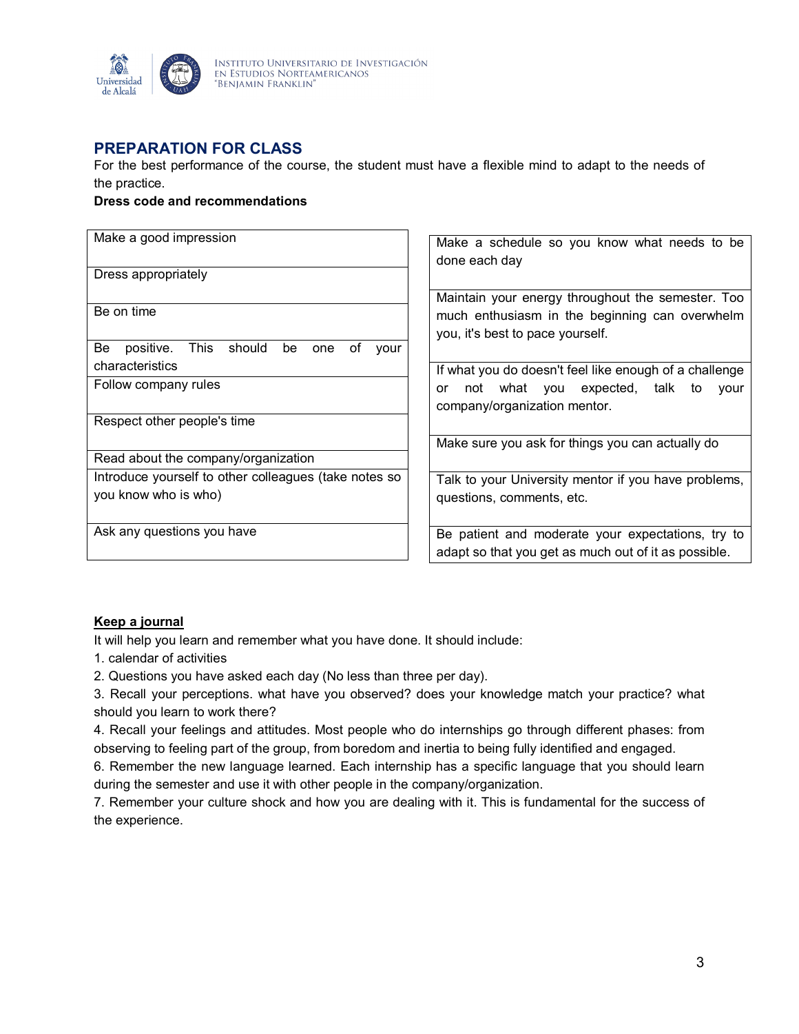## PREPARATION FOR CLASS

For the best performance of the course, the student must have a flexible mind to adapt to the needs of the practice.

**Dress code and recommendations**

| |
|---|
| Make a good impression |
| Dress appropriately |
| Be on time |
| Be positive. This should be one of your characteristics |
| Follow company rules |
| Respect other people's time |
| Read about the company/organization |
| Introduce yourself to other colleagues (take notes so you know who is who) |
| Ask any questions you have |

| |
|---|
| Make a schedule so you know what needs to be done each day |
| Maintain your energy throughout the semester. Too much enthusiasm in the beginning can overwhelm you, it's best to pace yourself. |
| If what you do doesn't feel like enough of a challenge or not what you expected, talk to your company/organization mentor. |
| Make sure you ask for things you can actually do |
| Talk to your University mentor if you have problems, questions, comments, etc. |
| Be patient and moderate your expectations, try to adapt so that you get as much out of it as possible. |

**Keep a journal**

It will help you learn and remember what you have done. It should include:

1. calendar of activities
2. Questions you have asked each day (No less than three per day).
3. Recall your perceptions. what have you observed? does your knowledge match your practice? what should you learn to work there?
4. Recall your feelings and attitudes. Most people who do internships go through different phases: from observing to feeling part of the group, from boredom and inertia to being fully identified and engaged.
6. Remember the new language learned. Each internship has a specific language that you should learn during the semester and use it with other people in the company/organization.
7. Remember your culture shock and how you are dealing with it. This is fundamental for the success of the experience.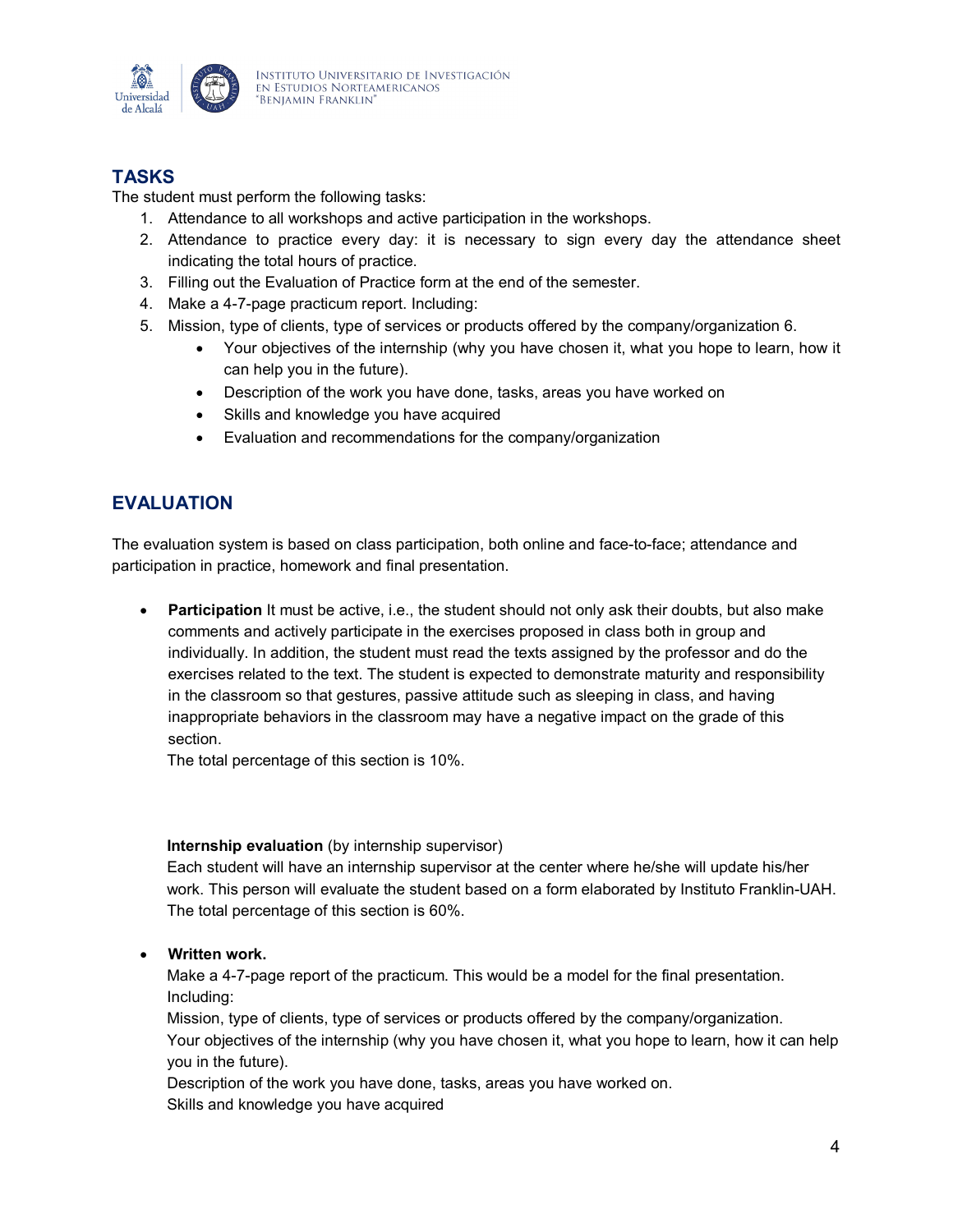## TASKS

The student must perform the following tasks:

1. Attendance to all workshops and active participation in the workshops.
2. Attendance to practice every day: it is necessary to sign every day the attendance sheet indicating the total hours of practice.
3. Filling out the Evaluation of Practice form at the end of the semester.
4. Make a 4-7-page practicum report. Including:
5. Mission, type of clients, type of services or products offered by the company/organization 6.
   - Your objectives of the internship (why you have chosen it, what you hope to learn, how it can help you in the future).
   - Description of the work you have done, tasks, areas you have worked on
   - Skills and knowledge you have acquired
   - Evaluation and recommendations for the company/organization

## EVALUATION

The evaluation system is based on class participation, both online and face-to-face; attendance and participation in practice, homework and final presentation.

- **Participation** It must be active, i.e., the student should not only ask their doubts, but also make comments and actively participate in the exercises proposed in class both in group and individually. In addition, the student must read the texts assigned by the professor and do the exercises related to the text. The student is expected to demonstrate maturity and responsibility in the classroom so that gestures, passive attitude such as sleeping in class, and having inappropriate behaviors in the classroom may have a negative impact on the grade of this section.
  The total percentage of this section is 10%.

  **Internship evaluation** (by internship supervisor)
  Each student will have an internship supervisor at the center where he/she will update his/her work. This person will evaluate the student based on a form elaborated by Instituto Franklin-UAH. The total percentage of this section is 60%.

- **Written work.**
  Make a 4-7-page report of the practicum. This would be a model for the final presentation. Including:
  Mission, type of clients, type of services or products offered by the company/organization.
  Your objectives of the internship (why you have chosen it, what you hope to learn, how it can help you in the future).
  Description of the work you have done, tasks, areas you have worked on.
  Skills and knowledge you have acquired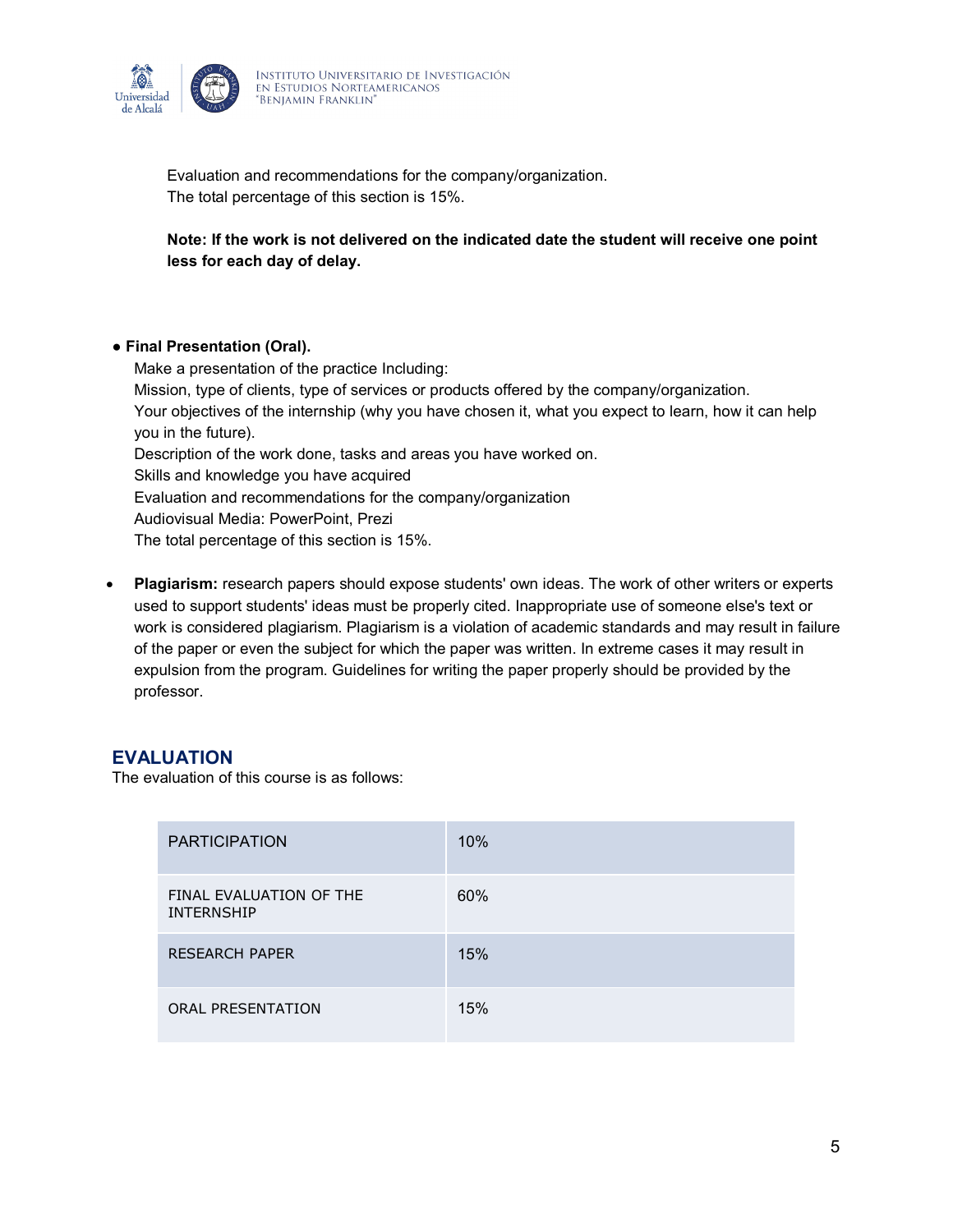Evaluation and recommendations for the company/organization.
The total percentage of this section is 15%.

**Note: If the work is not delivered on the indicated date the student will receive one point less for each day of delay.**

- **Final Presentation (Oral).**
  Make a presentation of the practice Including:
  Mission, type of clients, type of services or products offered by the company/organization.
  Your objectives of the internship (why you have chosen it, what you expect to learn, how it can help you in the future).
  Description of the work done, tasks and areas you have worked on.
  Skills and knowledge you have acquired
  Evaluation and recommendations for the company/organization
  Audiovisual Media: PowerPoint, Prezi
  The total percentage of this section is 15%.

- **Plagiarism:** research papers should expose students' own ideas. The work of other writers or experts used to support students' ideas must be properly cited. Inappropriate use of someone else's text or work is considered plagiarism. Plagiarism is a violation of academic standards and may result in failure of the paper or even the subject for which the paper was written. In extreme cases it may result in expulsion from the program. Guidelines for writing the paper properly should be provided by the professor.

## EVALUATION

The evaluation of this course is as follows:

| | |
|---|---|
| PARTICIPATION | 10% |
| FINAL EVALUATION OF THE INTERNSHIP | 60% |
| RESEARCH PAPER | 15% |
| ORAL PRESENTATION | 15% |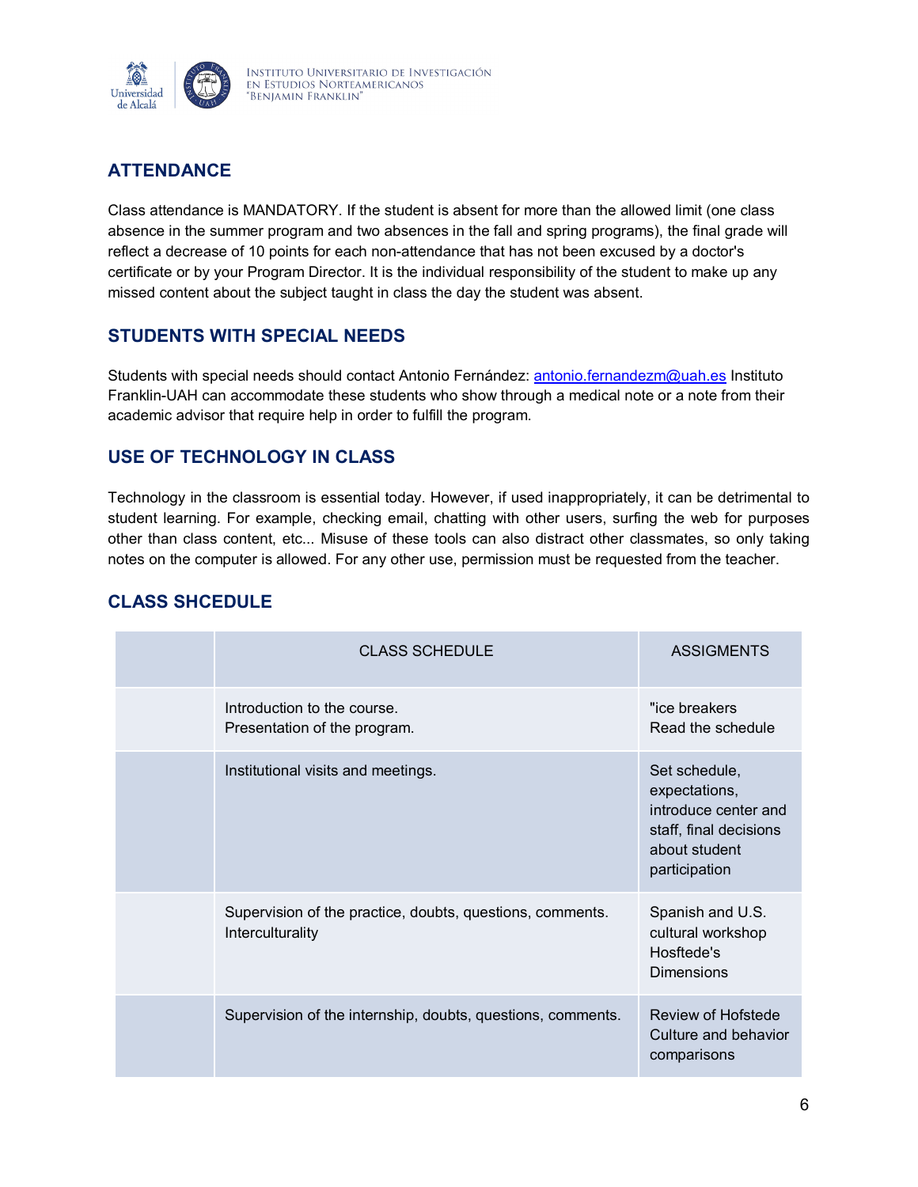## ATTENDANCE

Class attendance is MANDATORY. If the student is absent for more than the allowed limit (one class absence in the summer program and two absences in the fall and spring programs), the final grade will reflect a decrease of 10 points for each non-attendance that has not been excused by a doctor's certificate or by your Program Director. It is the individual responsibility of the student to make up any missed content about the subject taught in class the day the student was absent.

## STUDENTS WITH SPECIAL NEEDS

Students with special needs should contact Antonio Fernández: antonio.fernandezm@uah.es Instituto Franklin-UAH can accommodate these students who show through a medical note or a note from their academic advisor that require help in order to fulfill the program.

## USE OF TECHNOLOGY IN CLASS

Technology in the classroom is essential today. However, if used inappropriately, it can be detrimental to student learning. For example, checking email, chatting with other users, surfing the web for purposes other than class content, etc... Misuse of these tools can also distract other classmates, so only taking notes on the computer is allowed. For any other use, permission must be requested from the teacher.

## CLASS SHCEDULE

| | CLASS SCHEDULE | ASSIGMENTS |
|---|---|---|
| | Introduction to the course.<br>Presentation of the program. | "ice breakers<br>Read the schedule |
| | Institutional visits and meetings. | Set schedule, expectations, introduce center and staff, final decisions about student participation |
| | Supervision of the practice, doubts, questions, comments.<br>Interculturality | Spanish and U.S. cultural workshop<br>Hosftede's Dimensions |
| | Supervision of the internship, doubts, questions, comments. | Review of Hofstede<br>Culture and behavior comparisons |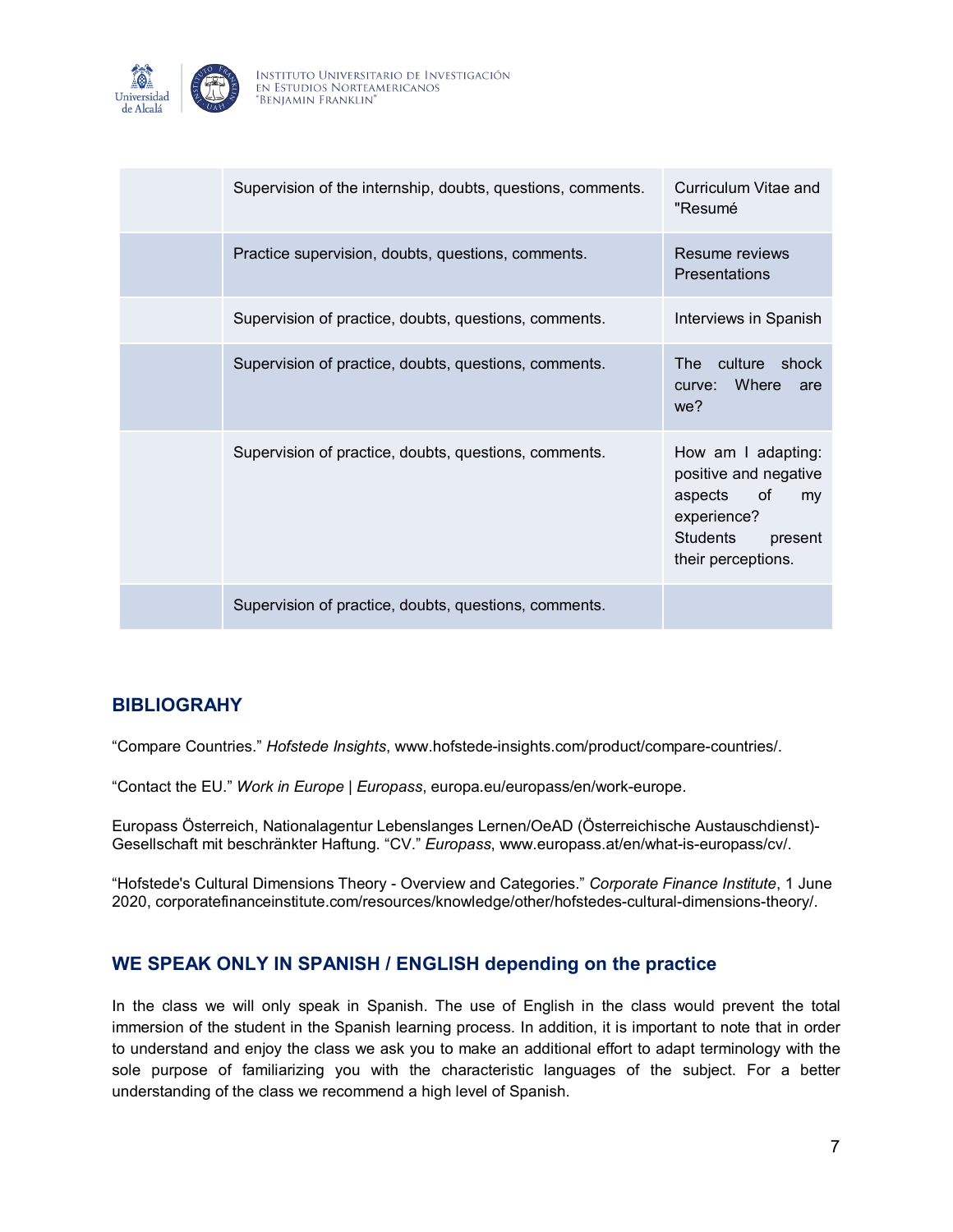| | | |
|---|---|---|
| | Supervision of the internship, doubts, questions, comments. | Curriculum Vitae and "Resumé |
| | Practice supervision, doubts, questions, comments. | Resume reviews Presentations |
| | Supervision of practice, doubts, questions, comments. | Interviews in Spanish |
| | Supervision of practice, doubts, questions, comments. | The culture shock curve: Where are we? |
| | Supervision of practice, doubts, questions, comments. | How am I adapting: positive and negative aspects of my experience? Students present their perceptions. |
| | Supervision of practice, doubts, questions, comments. | |

## BIBLIOGRAHY

"Compare Countries." *Hofstede Insights*, www.hofstede-insights.com/product/compare-countries/.

"Contact the EU." *Work in Europe | Europass*, europa.eu/europass/en/work-europe.

Europass Österreich, Nationalagentur Lebenslanges Lernen/OeAD (Österreichische Austauschdienst)-Gesellschaft mit beschränkter Haftung. "CV." *Europass*, www.europass.at/en/what-is-europass/cv/.

"Hofstede's Cultural Dimensions Theory - Overview and Categories." *Corporate Finance Institute*, 1 June 2020, corporatefinanceinstitute.com/resources/knowledge/other/hofstedes-cultural-dimensions-theory/.

## WE SPEAK ONLY IN SPANISH / ENGLISH depending on the practice

In the class we will only speak in Spanish. The use of English in the class would prevent the total immersion of the student in the Spanish learning process. In addition, it is important to note that in order to understand and enjoy the class we ask you to make an additional effort to adapt terminology with the sole purpose of familiarizing you with the characteristic languages of the subject. For a better understanding of the class we recommend a high level of Spanish.